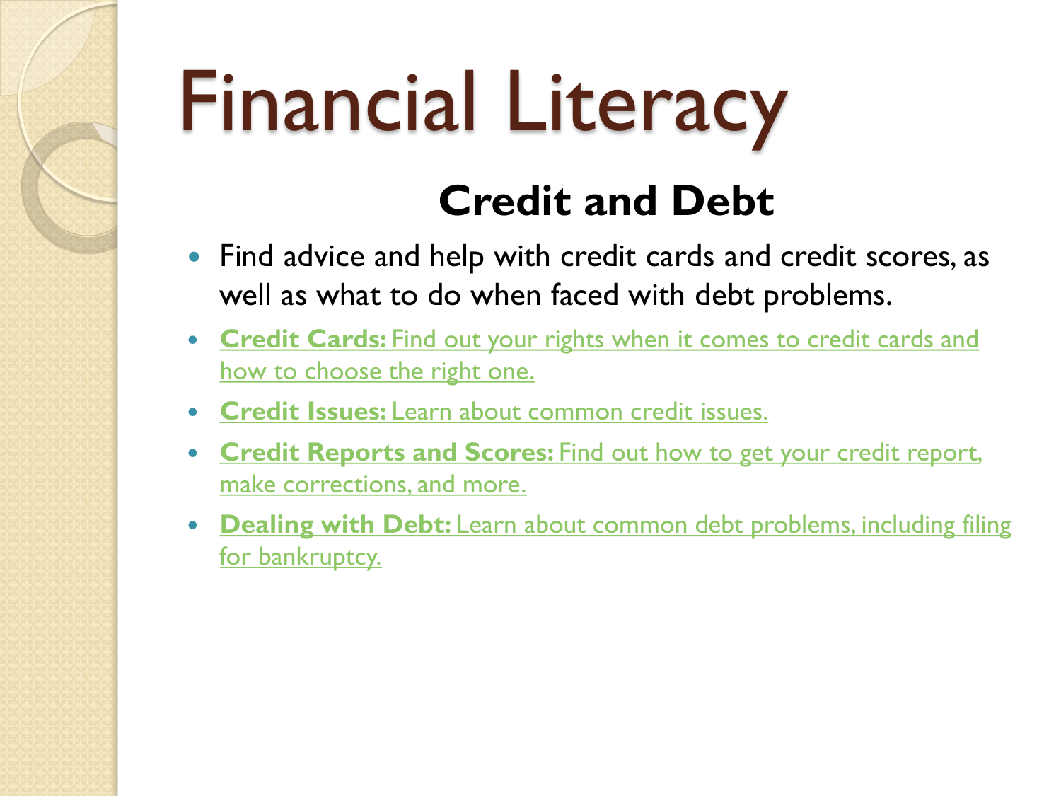# Financial Literacy

## Credit and Debt

- Find advice and help with credit cards and credit scores, as well as what to do when faced with debt problems.
- **Credit Cards:** Find out your rights when it comes to credit cards and how to choose the right one.
- **Credit Issues:** Learn about common credit issues.
- **Credit Reports and Scores:** Find out how to get your credit report, make corrections, and more.
- **Dealing with Debt:** Learn about common debt problems, including filing for bankruptcy.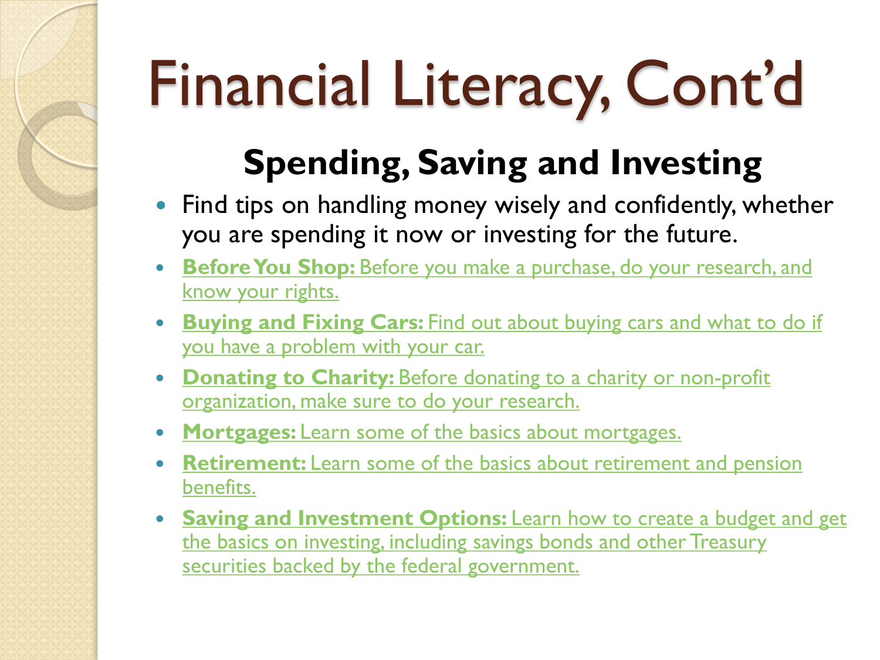# Financial Literacy, Cont'd

## Spending, Saving and Investing

- Find tips on handling money wisely and confidently, whether you are spending it now or investing for the future.
- **Before You Shop:** Before you make a purchase, do your research, and know your rights.
- **Buying and Fixing Cars:** Find out about buying cars and what to do if you have a problem with your car.
- **Donating to Charity:** Before donating to a charity or non-profit organization, make sure to do your research.
- **Mortgages:** Learn some of the basics about mortgages.
- **Retirement:** Learn some of the basics about retirement and pension benefits.
- **Saving and Investment Options:** Learn how to create a budget and get the basics on investing, including savings bonds and other Treasury securities backed by the federal government.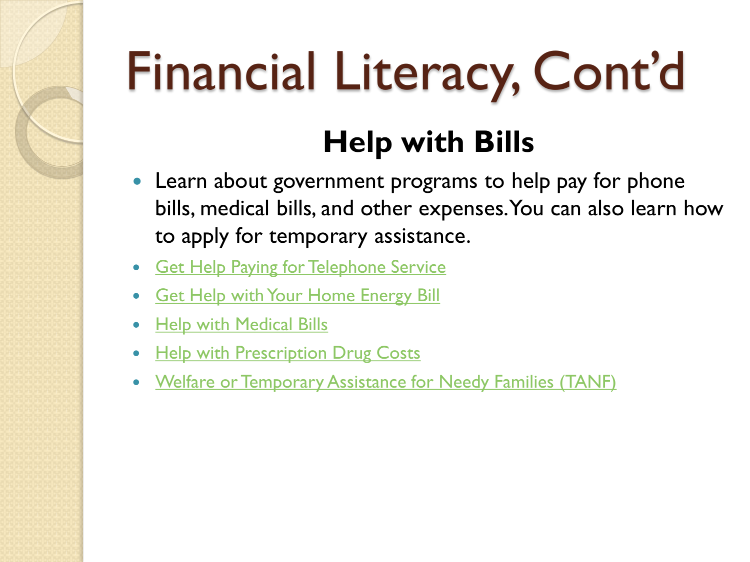# Financial Literacy, Cont'd

## Help with Bills

- Learn about government programs to help pay for phone bills, medical bills, and other expenses. You can also learn how to apply for temporary assistance.
- Get Help Paying for Telephone Service
- Get Help with Your Home Energy Bill
- Help with Medical Bills
- Help with Prescription Drug Costs
- Welfare or Temporary Assistance for Needy Families (TANF)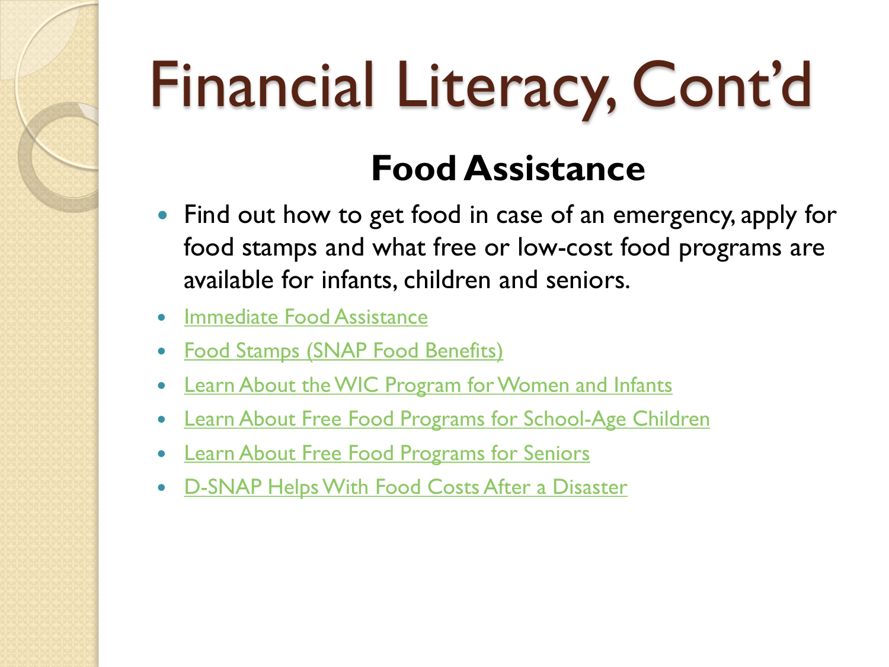# Financial Literacy, Cont'd

## Food Assistance

- Find out how to get food in case of an emergency, apply for food stamps and what free or low-cost food programs are available for infants, children and seniors.
- Immediate Food Assistance
- Food Stamps (SNAP Food Benefits)
- Learn About the WIC Program for Women and Infants
- Learn About Free Food Programs for School-Age Children
- Learn About Free Food Programs for Seniors
- D-SNAP Helps With Food Costs After a Disaster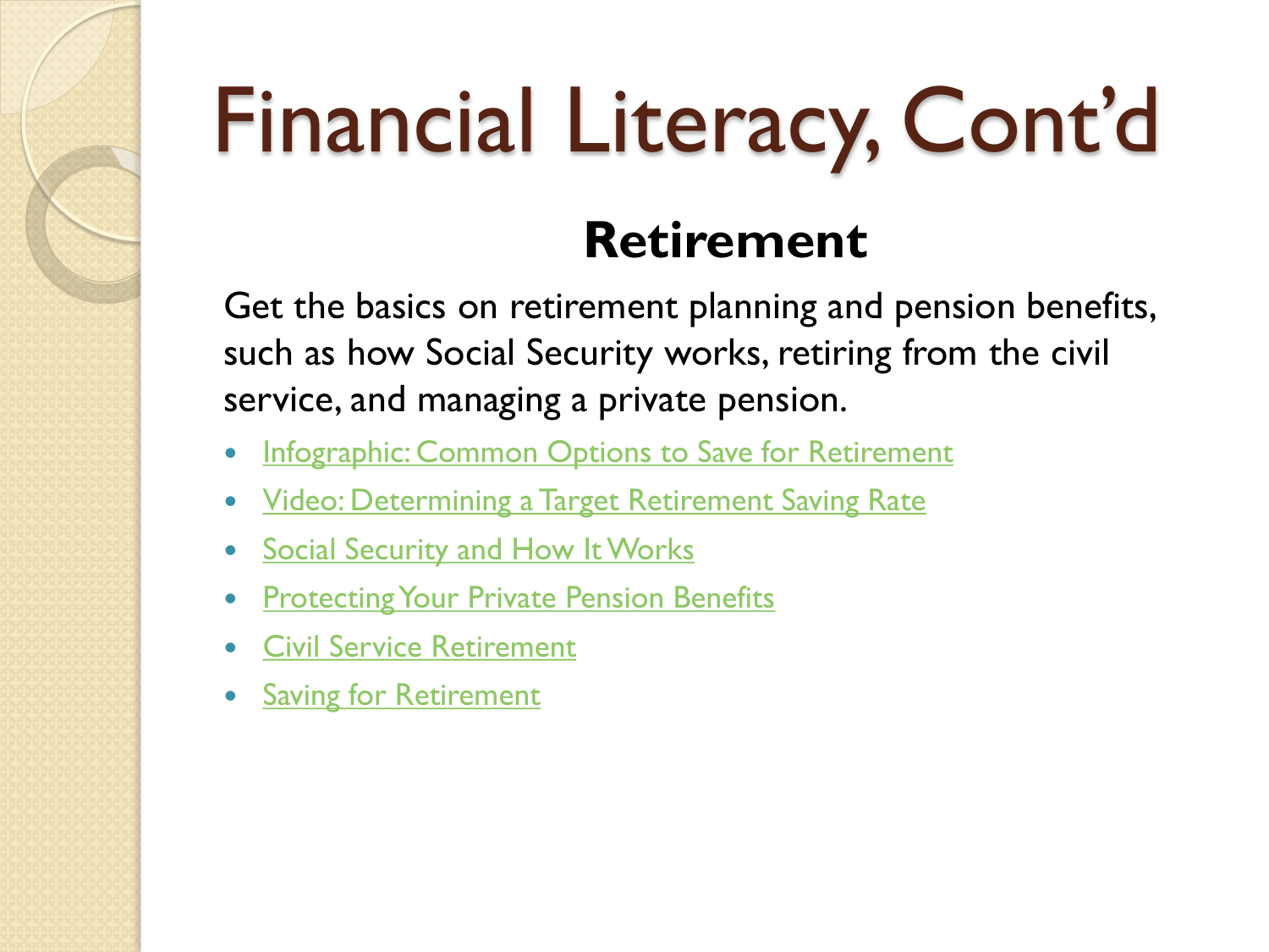# Financial Literacy, Cont'd

## Retirement

Get the basics on retirement planning and pension benefits, such as how Social Security works, retiring from the civil service, and managing a private pension.

- Infographic: Common Options to Save for Retirement
- Video: Determining a Target Retirement Saving Rate
- Social Security and How It Works
- Protecting Your Private Pension Benefits
- Civil Service Retirement
- Saving for Retirement